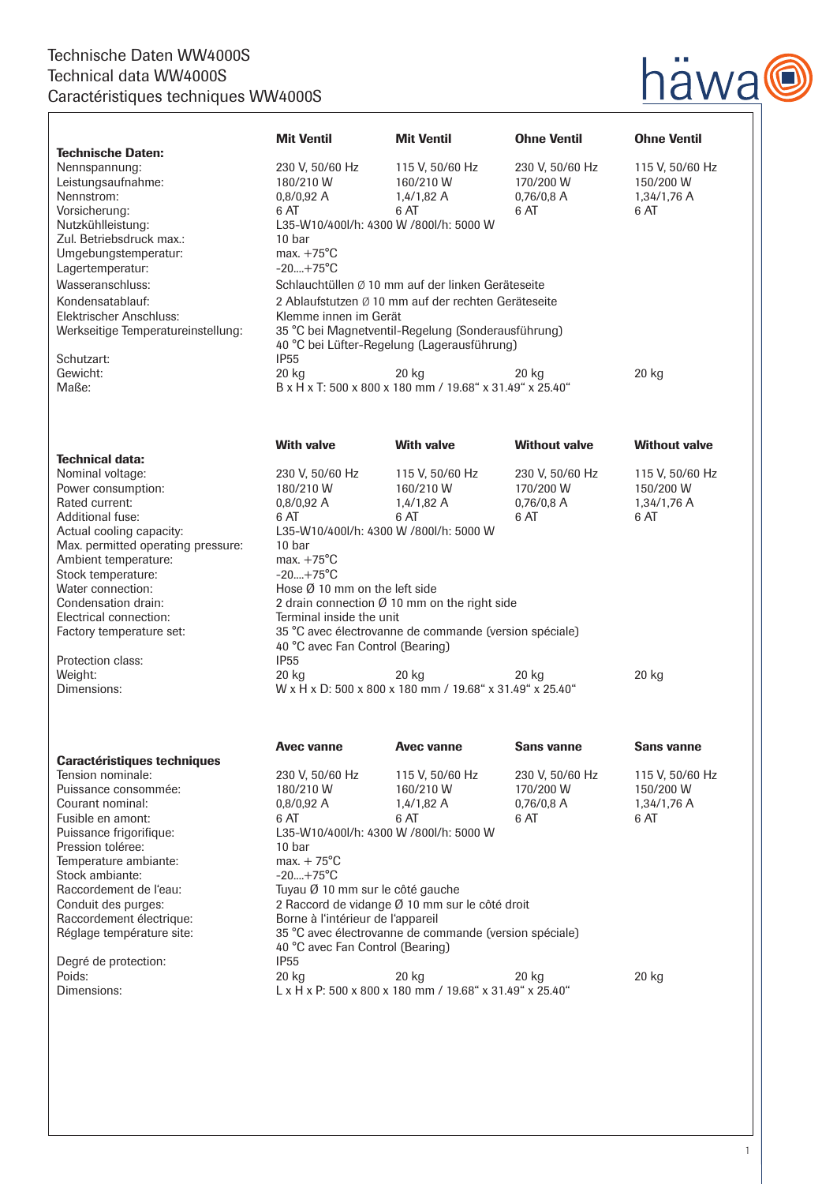# Technische Daten WW4000S
# Technical data WW4000S
# Caractéristiques techniques WW4000S

| **Technische Daten:** | **Mit Ventil** | **Mit Ventil** | **Ohne Ventil** | **Ohne Ventil** |
|---|---|---|---|---|
| Nennspannung: | 230 V, 50/60 Hz | 115 V, 50/60 Hz | 230 V, 50/60 Hz | 115 V, 50/60 Hz |
| Leistungsaufnahme: | 180/210 W | 160/210 W | 170/200 W | 150/200 W |
| Nennstrom: | 0,8/0,92 A | 1,4/1,82 A | 0,76/0,8 A | 1,34/1,76 A |
| Vorsicherung: | 6 AT | 6 AT | 6 AT | 6 AT |
| Nutzkühlleistung: | L35-W10/400l/h: 4300 W /800l/h: 5000 W | | | |
| Zul. Betriebsdruck max.: | 10 bar | | | |
| Umgebungstemperatur: | max. +75°C | | | |
| Lagertemperatur: | -20....+75°C | | | |
| Wasseranschluss: | Schlauchtüllen Ø 10 mm auf der linken Geräteseite | | | |
| Kondensatablauf: | 2 Ablaufstutzen Ø 10 mm auf der rechten Geräteseite | | | |
| Elektrischer Anschluss: | Klemme innen im Gerät | | | |
| Werkseitige Temperatureinstellung: | 35 °C bei Magnetventil-Regelung (Sonderausführung)<br>40 °C bei Lüfter-Regelung (Lagerausführung) | | | |
| Schutzart: | IP55 | | | |
| Gewicht: | 20 kg | 20 kg | 20 kg | 20 kg |
| Maße: | B x H x T: 500 x 800 x 180 mm / 19.68“ x 31.49“ x 25.40“ | | | |

| **Technical data:** | **With valve** | **With valve** | **Without valve** | **Without valve** |
|---|---|---|---|---|
| Nominal voltage: | 230 V, 50/60 Hz | 115 V, 50/60 Hz | 230 V, 50/60 Hz | 115 V, 50/60 Hz |
| Power consumption: | 180/210 W | 160/210 W | 170/200 W | 150/200 W |
| Rated current: | 0,8/0,92 A | 1,4/1,82 A | 0,76/0,8 A | 1,34/1,76 A |
| Additional fuse: | 6 AT | 6 AT | 6 AT | 6 AT |
| Actual cooling capacity: | L35-W10/400l/h: 4300 W /800l/h: 5000 W | | | |
| Max. permitted operating pressure: | 10 bar | | | |
| Ambient temperature: | max. +75°C | | | |
| Stock temperature: | -20....+75°C | | | |
| Water connection: | Hose Ø 10 mm on the left side | | | |
| Condensation drain: | 2 drain connection Ø 10 mm on the right side | | | |
| Electrical connection: | Terminal inside the unit | | | |
| Factory temperature set: | 35 °C avec électrovanne de commande (version spéciale)<br>40 °C avec Fan Control (Bearing) | | | |
| Protection class: | IP55 | | | |
| Weight: | 20 kg | 20 kg | 20 kg | 20 kg |
| Dimensions: | W x H x D: 500 x 800 x 180 mm / 19.68“ x 31.49“ x 25.40“ | | | |

| **Caractéristiques techniques** | **Avec vanne** | **Avec vanne** | **Sans vanne** | **Sans vanne** |
|---|---|---|---|---|
| Tension nominale: | 230 V, 50/60 Hz | 115 V, 50/60 Hz | 230 V, 50/60 Hz | 115 V, 50/60 Hz |
| Puissance consommée: | 180/210 W | 160/210 W | 170/200 W | 150/200 W |
| Courant nominal: | 0,8/0,92 A | 1,4/1,82 A | 0,76/0,8 A | 1,34/1,76 A |
| Fusible en amont: | 6 AT | 6 AT | 6 AT | 6 AT |
| Puissance frigorifique: | L35-W10/400l/h: 4300 W /800l/h: 5000 W | | | |
| Pression tolérée: | 10 bar | | | |
| Temperature ambiante: | max. + 75°C | | | |
| Stock ambiante: | -20....+75°C | | | |
| Raccordement de l'eau: | Tuyau Ø 10 mm sur le côté gauche | | | |
| Conduit des purges: | 2 Raccord de vidange Ø 10 mm sur le côté droit | | | |
| Raccordement électrique: | Borne à l'intérieur de l'appareil | | | |
| Réglage température site: | 35 °C avec électrovanne de commande (version spéciale)<br>40 °C avec Fan Control (Bearing) | | | |
| Degré de protection: | IP55 | | | |
| Poids: | 20 kg | 20 kg | 20 kg | 20 kg |
| Dimensions: | L x H x P: 500 x 800 x 180 mm / 19.68“ x 31.49“ x 25.40“ | | | |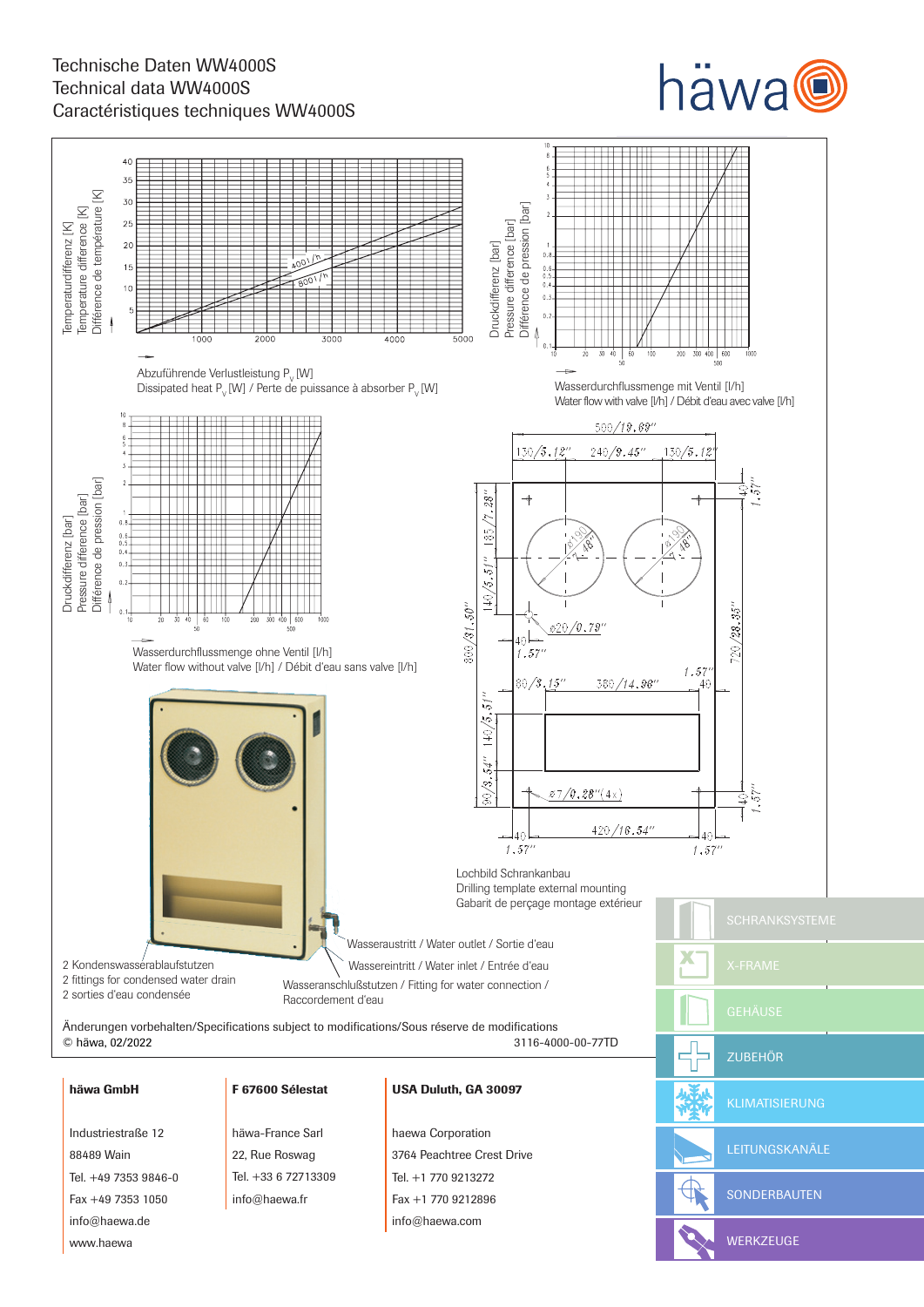# Technische Daten WW4000S
# Technical data WW4000S
# Caractéristiques techniques WW4000S

häwa

Temperaturdifferenz [K]
Temperature difference [K]
Différence de température [K]

40
35
30
25
20
15
10
5

1000 2000 3000 4000 5000

400 l/h
800 l/h

Abzuführende Verlustleistung $P_V$ [W]
Dissipated heat $P_V$ [W] / Perte de puissance à absorber $P_V$ [W]

Druckdifferenz [bar]
Pressure difference [bar]
Différence de pression [bar]

10 8 6 5 4 3 2 1 0.8 0.6 0.5 0.4 0.3 0.2 0.1

10 20 30 40 50 60 100 200 300 400 500 600 1000

Wasserdurchflussmenge mit Ventil [l/h]
Water flow with valve [l/h] / Débit d'eau avec valve [l/h]

Druckdifferenz [bar]
Pressure difference [bar]
Différence de pression [bar]

10 8 6 5 4 3 2 1 0.8 0.6 0.5 0.4 0.3 0.2 0.1

10 20 30 40 50 60 100 200 300 400 500 600 1000

Wasserdurchflussmenge ohne Ventil [l/h]
Water flow without valve [l/h] / Débit d'eau sans valve [l/h]

500/19.69″
130/5.12″ 240/9.45″ 130/5.12″
40/1.57″
135/7.28″
140/5.51″
800/31.50″
720/28.35″
ø190/7.48″
ø20/0.79″
40/1.57″
80/3.15″ 380/14.96″ 1.57″ 40
140/5.51″
90/3.54″
ø7/0.28″(4x)
40/1.57″
40 420/16.54″ 40
1.57″ 1.57″

Lochbild Schrankanbau
Drilling template external mounting
Gabarit de perçage montage extérieur

Wasseraustritt / Water outlet / Sortie d'eau

Wassereintritt / Water inlet / Entrée d'eau

Wasseranschlußstutzen / Fitting for water connection / Raccordement d'eau

2 Kondenswasserablaufstutzen
2 fittings for condensed water drain
2 sorties d'eau condensée

Änderungen vorbehalten/Specifications subject to modifications/Sous réserve de modifications
© häwa, 02/2022

3116-4000-00-77TD

SCHRANKSYSTEME
X-FRAME
GEHÄUSE
ZUBEHÖR
KLIMATISIERUNG
LEITUNGSKANÄLE
SONDERBAUTEN
WERKZEUGE

**häwa GmbH**

Industriestraße 12
88489 Wain
Tel. +49 7353 9846-0
Fax +49 7353 1050
info@haewa.de
www.haewa

**F 67600 Sélestat**

häwa-France Sarl
22, Rue Roswag
Tel. +33 6 72713309
info@haewa.fr

**USA Duluth, GA 30097**

haewa Corporation
3764 Peachtree Crest Drive
Tel. +1 770 9213272
Fax +1 770 9212896
info@haewa.com